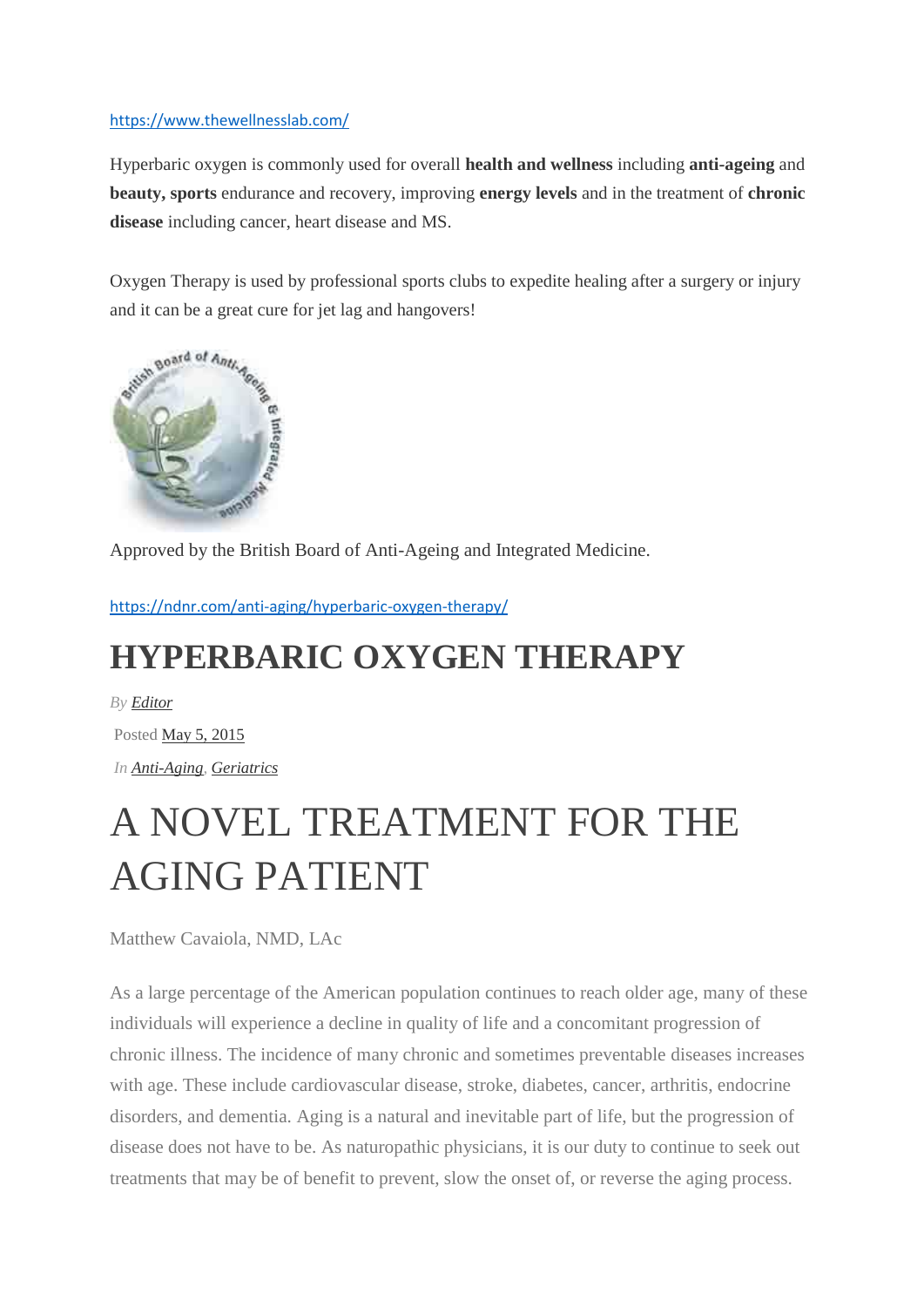https://www.thewellnesslab.com/

Hyperbaric oxygen is commonly used for overall **health and wellness** including **anti-ageing** and **beauty, sports** endurance and recovery, improving **energy levels** and in the treatment of **chronic disease** including cancer, heart disease and MS.

Oxygen Therapy is used by professional sports clubs to expedite healing after a surgery or injury and it can be a great cure for jet lag and hangovers!

Approved by the British Board of Anti-Ageing and Integrated Medicine.

https://ndnr.com/anti-aging/hyperbaric-oxygen-therapy/

# HYPERBARIC OXYGEN THERAPY

*By* Editor

Posted May 5, 2015

*In* Anti-Aging, Geriatrics

# A NOVEL TREATMENT FOR THE AGING PATIENT

Matthew Cavaiola, NMD, LAc

As a large percentage of the American population continues to reach older age, many of these individuals will experience a decline in quality of life and a concomitant progression of chronic illness. The incidence of many chronic and sometimes preventable diseases increases with age. These include cardiovascular disease, stroke, diabetes, cancer, arthritis, endocrine disorders, and dementia. Aging is a natural and inevitable part of life, but the progression of disease does not have to be. As naturopathic physicians, it is our duty to continue to seek out treatments that may be of benefit to prevent, slow the onset of, or reverse the aging process.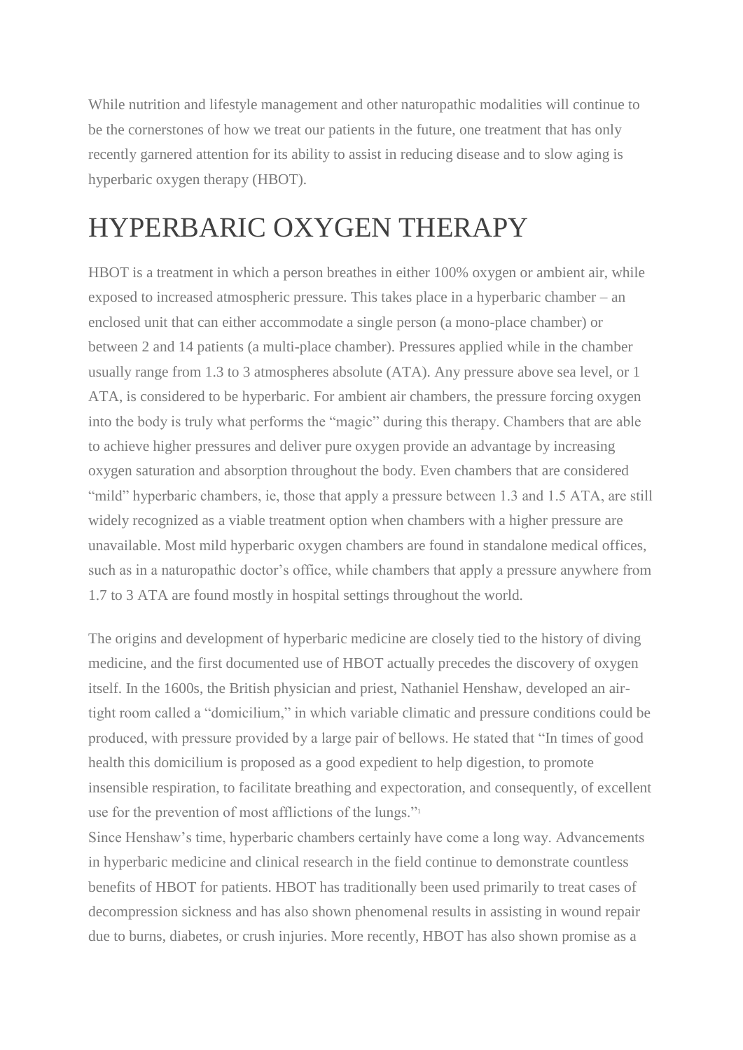While nutrition and lifestyle management and other naturopathic modalities will continue to be the cornerstones of how we treat our patients in the future, one treatment that has only recently garnered attention for its ability to assist in reducing disease and to slow aging is hyperbaric oxygen therapy (HBOT).

# HYPERBARIC OXYGEN THERAPY

HBOT is a treatment in which a person breathes in either 100% oxygen or ambient air, while exposed to increased atmospheric pressure. This takes place in a hyperbaric chamber – an enclosed unit that can either accommodate a single person (a mono-place chamber) or between 2 and 14 patients (a multi-place chamber). Pressures applied while in the chamber usually range from 1.3 to 3 atmospheres absolute (ATA). Any pressure above sea level, or 1 ATA, is considered to be hyperbaric. For ambient air chambers, the pressure forcing oxygen into the body is truly what performs the "magic" during this therapy. Chambers that are able to achieve higher pressures and deliver pure oxygen provide an advantage by increasing oxygen saturation and absorption throughout the body. Even chambers that are considered "mild" hyperbaric chambers, ie, those that apply a pressure between 1.3 and 1.5 ATA, are still widely recognized as a viable treatment option when chambers with a higher pressure are unavailable. Most mild hyperbaric oxygen chambers are found in standalone medical offices, such as in a naturopathic doctor's office, while chambers that apply a pressure anywhere from 1.7 to 3 ATA are found mostly in hospital settings throughout the world.

The origins and development of hyperbaric medicine are closely tied to the history of diving medicine, and the first documented use of HBOT actually precedes the discovery of oxygen itself. In the 1600s, the British physician and priest, Nathaniel Henshaw, developed an air-tight room called a "domicilium," in which variable climatic and pressure conditions could be produced, with pressure provided by a large pair of bellows. He stated that "In times of good health this domicilium is proposed as a good expedient to help digestion, to promote insensible respiration, to facilitate breathing and expectoration, and consequently, of excellent use for the prevention of most afflictions of the lungs."[1]

Since Henshaw's time, hyperbaric chambers certainly have come a long way. Advancements in hyperbaric medicine and clinical research in the field continue to demonstrate countless benefits of HBOT for patients. HBOT has traditionally been used primarily to treat cases of decompression sickness and has also shown phenomenal results in assisting in wound repair due to burns, diabetes, or crush injuries. More recently, HBOT has also shown promise as a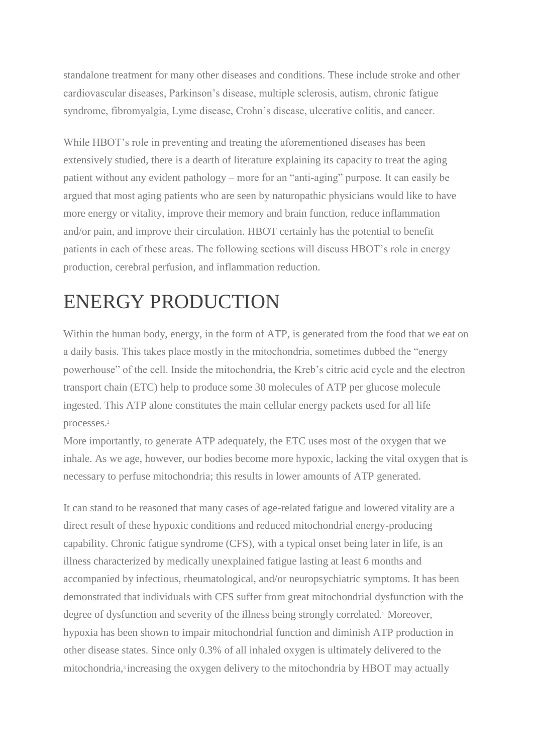standalone treatment for many other diseases and conditions. These include stroke and other cardiovascular diseases, Parkinson's disease, multiple sclerosis, autism, chronic fatigue syndrome, fibromyalgia, Lyme disease, Crohn's disease, ulcerative colitis, and cancer.

While HBOT's role in preventing and treating the aforementioned diseases has been extensively studied, there is a dearth of literature explaining its capacity to treat the aging patient without any evident pathology – more for an "anti-aging" purpose. It can easily be argued that most aging patients who are seen by naturopathic physicians would like to have more energy or vitality, improve their memory and brain function, reduce inflammation and/or pain, and improve their circulation. HBOT certainly has the potential to benefit patients in each of these areas. The following sections will discuss HBOT's role in energy production, cerebral perfusion, and inflammation reduction.

# ENERGY PRODUCTION

Within the human body, energy, in the form of ATP, is generated from the food that we eat on a daily basis. This takes place mostly in the mitochondria, sometimes dubbed the "energy powerhouse" of the cell. Inside the mitochondria, the Kreb's citric acid cycle and the electron transport chain (ETC) help to produce some 30 molecules of ATP per glucose molecule ingested. This ATP alone constitutes the main cellular energy packets used for all life processes.[2]

More importantly, to generate ATP adequately, the ETC uses most of the oxygen that we inhale. As we age, however, our bodies become more hypoxic, lacking the vital oxygen that is necessary to perfuse mitochondria; this results in lower amounts of ATP generated.

It can stand to be reasoned that many cases of age-related fatigue and lowered vitality are a direct result of these hypoxic conditions and reduced mitochondrial energy-producing capability. Chronic fatigue syndrome (CFS), with a typical onset being later in life, is an illness characterized by medically unexplained fatigue lasting at least 6 months and accompanied by infectious, rheumatological, and/or neuropsychiatric symptoms. It has been demonstrated that individuals with CFS suffer from great mitochondrial dysfunction with the degree of dysfunction and severity of the illness being strongly correlated.[2] Moreover, hypoxia has been shown to impair mitochondrial function and diminish ATP production in other disease states. Since only 0.3% of all inhaled oxygen is ultimately delivered to the mitochondria,[3] increasing the oxygen delivery to the mitochondria by HBOT may actually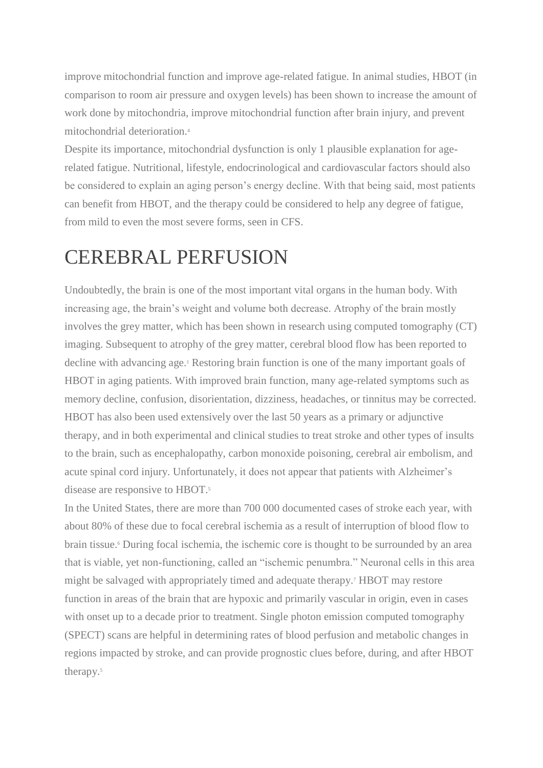improve mitochondrial function and improve age-related fatigue. In animal studies, HBOT (in comparison to room air pressure and oxygen levels) has been shown to increase the amount of work done by mitochondria, improve mitochondrial function after brain injury, and prevent mitochondrial deterioration.[4]

Despite its importance, mitochondrial dysfunction is only 1 plausible explanation for age-related fatigue. Nutritional, lifestyle, endocrinological and cardiovascular factors should also be considered to explain an aging person's energy decline. With that being said, most patients can benefit from HBOT, and the therapy could be considered to help any degree of fatigue, from mild to even the most severe forms, seen in CFS.

# CEREBRAL PERFUSION

Undoubtedly, the brain is one of the most important vital organs in the human body. With increasing age, the brain's weight and volume both decrease. Atrophy of the brain mostly involves the grey matter, which has been shown in research using computed tomography (CT) imaging. Subsequent to atrophy of the grey matter, cerebral blood flow has been reported to decline with advancing age.[1] Restoring brain function is one of the many important goals of HBOT in aging patients. With improved brain function, many age-related symptoms such as memory decline, confusion, disorientation, dizziness, headaches, or tinnitus may be corrected. HBOT has also been used extensively over the last 50 years as a primary or adjunctive therapy, and in both experimental and clinical studies to treat stroke and other types of insults to the brain, such as encephalopathy, carbon monoxide poisoning, cerebral air embolism, and acute spinal cord injury. Unfortunately, it does not appear that patients with Alzheimer's disease are responsive to HBOT.[5]

In the United States, there are more than 700 000 documented cases of stroke each year, with about 80% of these due to focal cerebral ischemia as a result of interruption of blood flow to brain tissue.[6] During focal ischemia, the ischemic core is thought to be surrounded by an area that is viable, yet non-functioning, called an "ischemic penumbra." Neuronal cells in this area might be salvaged with appropriately timed and adequate therapy.[7] HBOT may restore function in areas of the brain that are hypoxic and primarily vascular in origin, even in cases with onset up to a decade prior to treatment. Single photon emission computed tomography (SPECT) scans are helpful in determining rates of blood perfusion and metabolic changes in regions impacted by stroke, and can provide prognostic clues before, during, and after HBOT therapy.[5]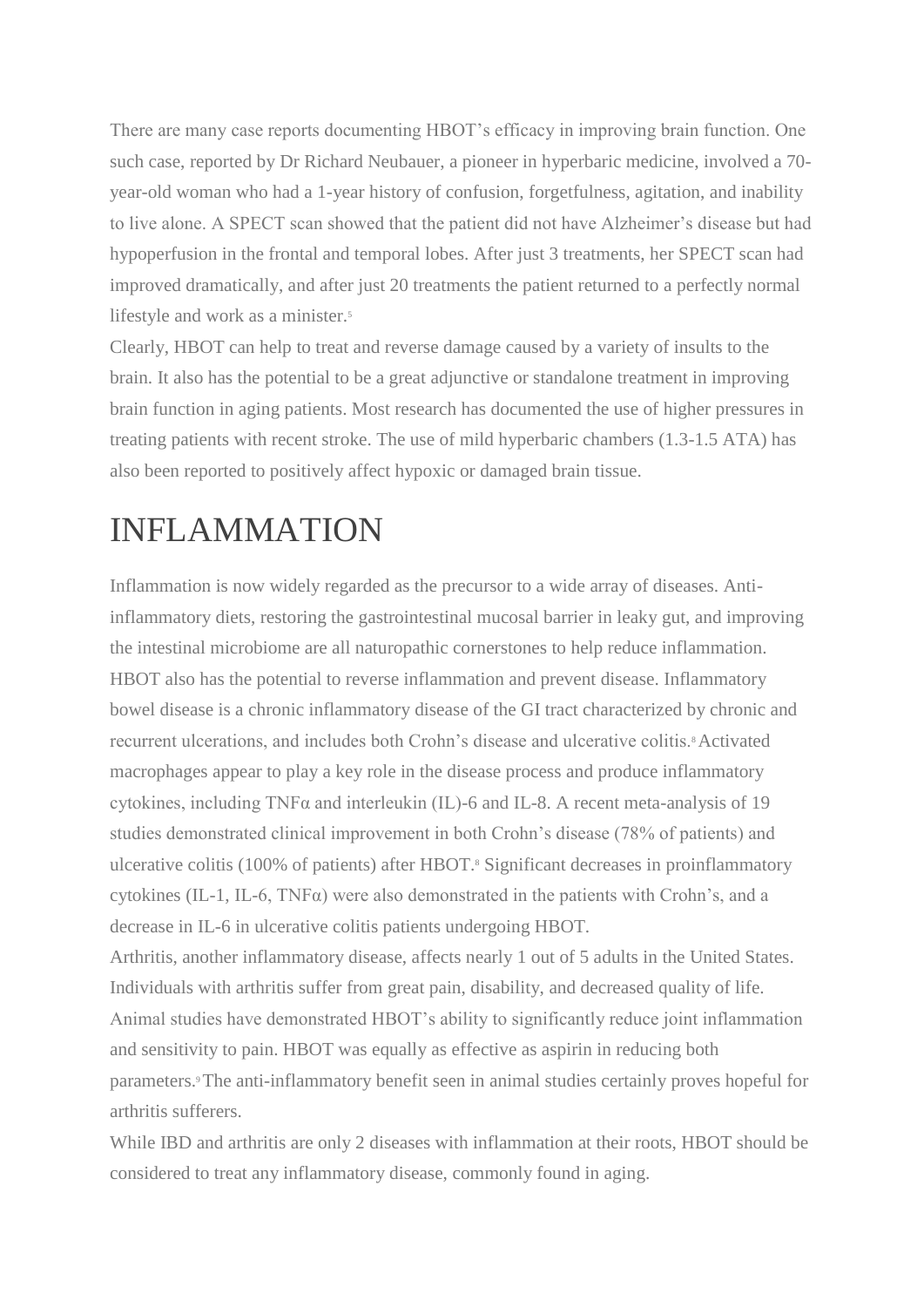There are many case reports documenting HBOT's efficacy in improving brain function. One such case, reported by Dr Richard Neubauer, a pioneer in hyperbaric medicine, involved a 70-year-old woman who had a 1-year history of confusion, forgetfulness, agitation, and inability to live alone. A SPECT scan showed that the patient did not have Alzheimer's disease but had hypoperfusion in the frontal and temporal lobes. After just 3 treatments, her SPECT scan had improved dramatically, and after just 20 treatments the patient returned to a perfectly normal lifestyle and work as a minister.[5]

Clearly, HBOT can help to treat and reverse damage caused by a variety of insults to the brain. It also has the potential to be a great adjunctive or standalone treatment in improving brain function in aging patients. Most research has documented the use of higher pressures in treating patients with recent stroke. The use of mild hyperbaric chambers (1.3-1.5 ATA) has also been reported to positively affect hypoxic or damaged brain tissue.

# INFLAMMATION

Inflammation is now widely regarded as the precursor to a wide array of diseases. Anti-inflammatory diets, restoring the gastrointestinal mucosal barrier in leaky gut, and improving the intestinal microbiome are all naturopathic cornerstones to help reduce inflammation. HBOT also has the potential to reverse inflammation and prevent disease. Inflammatory bowel disease is a chronic inflammatory disease of the GI tract characterized by chronic and recurrent ulcerations, and includes both Crohn's disease and ulcerative colitis.[8] Activated macrophages appear to play a key role in the disease process and produce inflammatory cytokines, including TNFα and interleukin (IL)-6 and IL-8. A recent meta-analysis of 19 studies demonstrated clinical improvement in both Crohn's disease (78% of patients) and ulcerative colitis (100% of patients) after HBOT.[8] Significant decreases in proinflammatory cytokines (IL-1, IL-6, TNFα) were also demonstrated in the patients with Crohn's, and a decrease in IL-6 in ulcerative colitis patients undergoing HBOT.

Arthritis, another inflammatory disease, affects nearly 1 out of 5 adults in the United States. Individuals with arthritis suffer from great pain, disability, and decreased quality of life. Animal studies have demonstrated HBOT's ability to significantly reduce joint inflammation and sensitivity to pain. HBOT was equally as effective as aspirin in reducing both parameters.[9] The anti-inflammatory benefit seen in animal studies certainly proves hopeful for arthritis sufferers.

While IBD and arthritis are only 2 diseases with inflammation at their roots, HBOT should be considered to treat any inflammatory disease, commonly found in aging.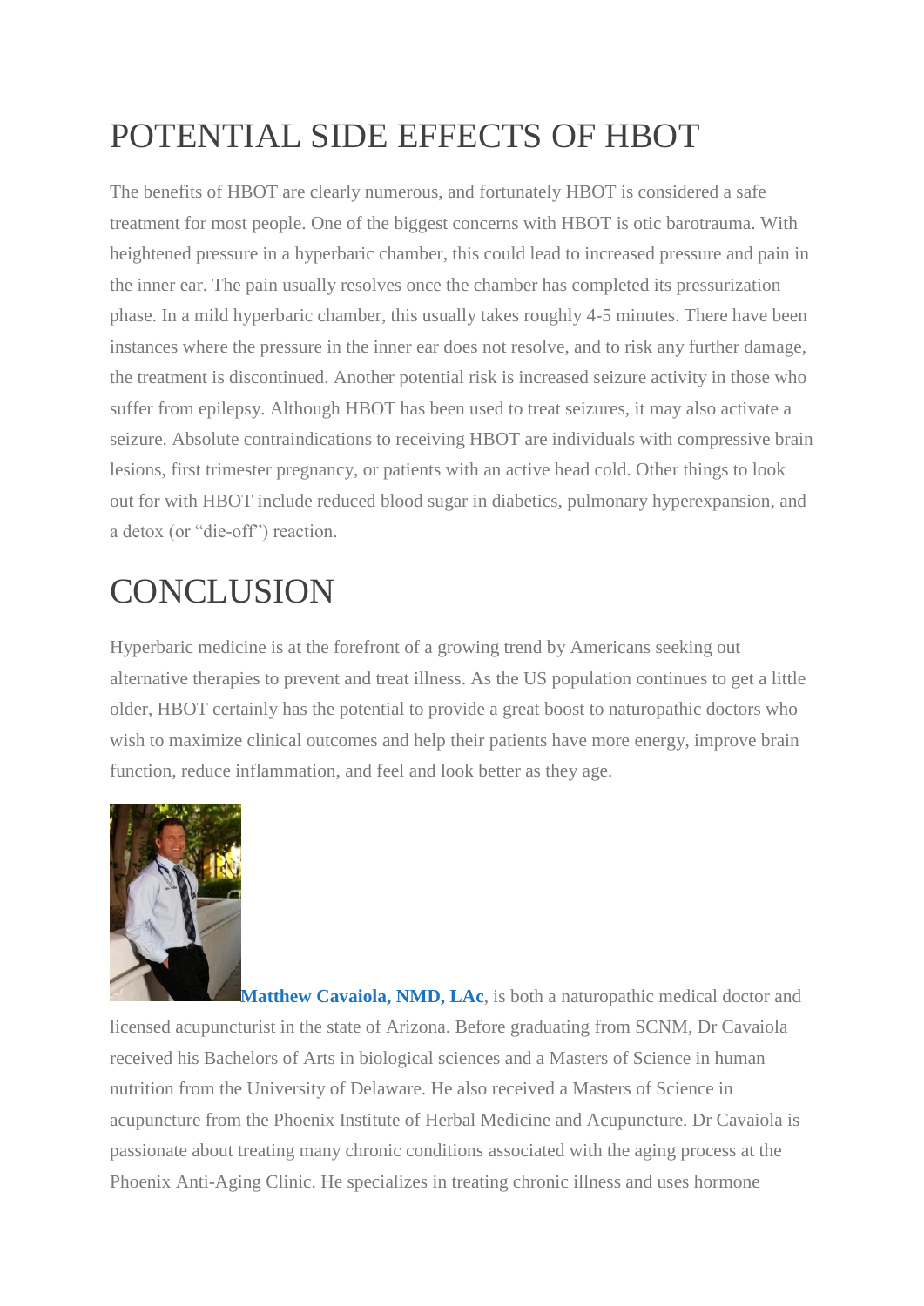# POTENTIAL SIDE EFFECTS OF HBOT

The benefits of HBOT are clearly numerous, and fortunately HBOT is considered a safe treatment for most people. One of the biggest concerns with HBOT is otic barotrauma. With heightened pressure in a hyperbaric chamber, this could lead to increased pressure and pain in the inner ear. The pain usually resolves once the chamber has completed its pressurization phase. In a mild hyperbaric chamber, this usually takes roughly 4-5 minutes. There have been instances where the pressure in the inner ear does not resolve, and to risk any further damage, the treatment is discontinued. Another potential risk is increased seizure activity in those who suffer from epilepsy. Although HBOT has been used to treat seizures, it may also activate a seizure. Absolute contraindications to receiving HBOT are individuals with compressive brain lesions, first trimester pregnancy, or patients with an active head cold. Other things to look out for with HBOT include reduced blood sugar in diabetics, pulmonary hyperexpansion, and a detox (or "die-off") reaction.

# CONCLUSION

Hyperbaric medicine is at the forefront of a growing trend by Americans seeking out alternative therapies to prevent and treat illness. As the US population continues to get a little older, HBOT certainly has the potential to provide a great boost to naturopathic doctors who wish to maximize clinical outcomes and help their patients have more energy, improve brain function, reduce inflammation, and feel and look better as they age.

**Matthew Cavaiola, NMD, LAc**, is both a naturopathic medical doctor and licensed acupuncturist in the state of Arizona. Before graduating from SCNM, Dr Cavaiola received his Bachelors of Arts in biological sciences and a Masters of Science in human nutrition from the University of Delaware. He also received a Masters of Science in acupuncture from the Phoenix Institute of Herbal Medicine and Acupuncture. Dr Cavaiola is passionate about treating many chronic conditions associated with the aging process at the Phoenix Anti-Aging Clinic. He specializes in treating chronic illness and uses hormone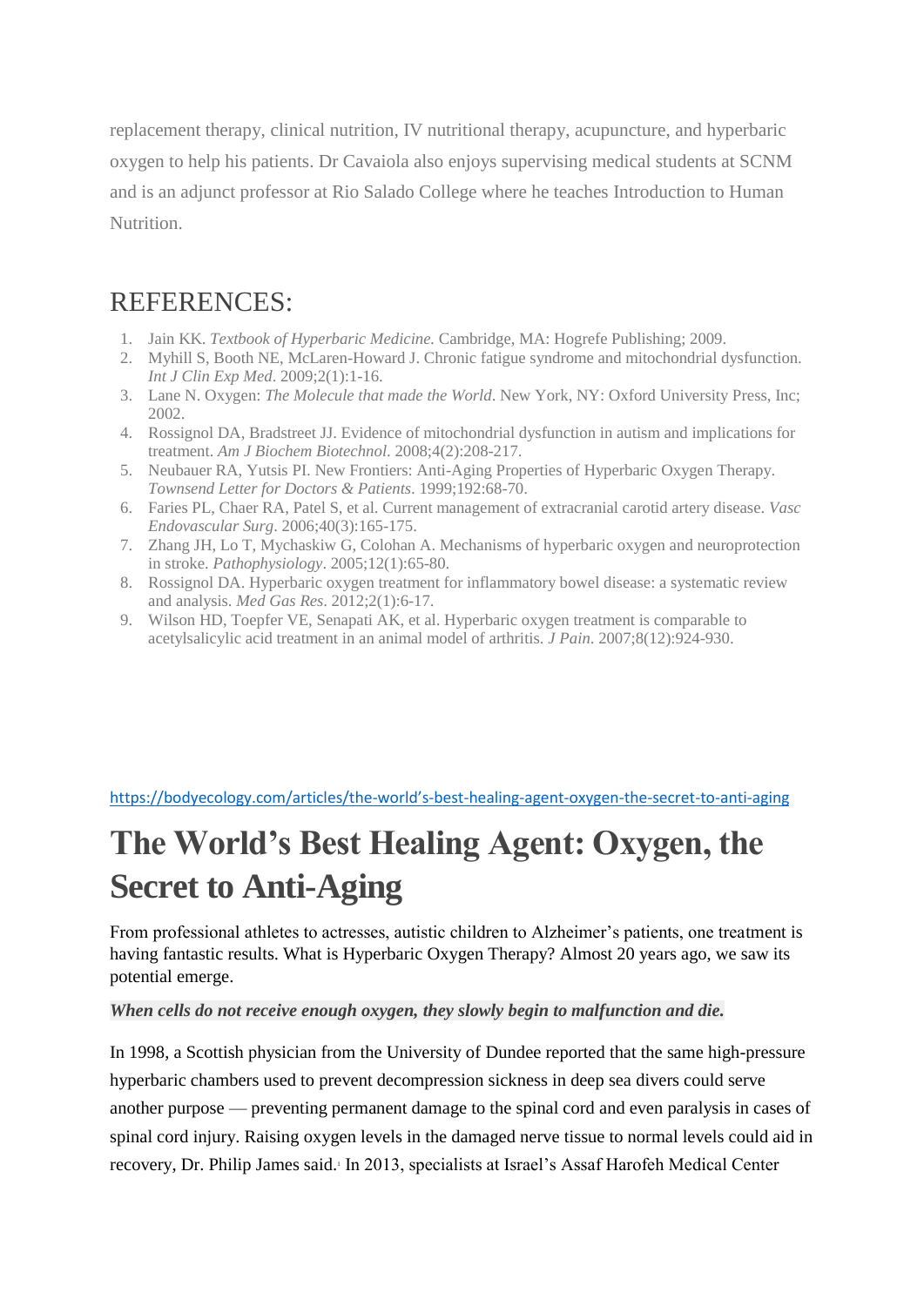replacement therapy, clinical nutrition, IV nutritional therapy, acupuncture, and hyperbaric oxygen to help his patients. Dr Cavaiola also enjoys supervising medical students at SCNM and is an adjunct professor at Rio Salado College where he teaches Introduction to Human Nutrition.

## REFERENCES:

1. Jain KK. *Textbook of Hyperbaric Medicine.* Cambridge, MA: Hogrefe Publishing; 2009.
2. Myhill S, Booth NE, McLaren-Howard J. Chronic fatigue syndrome and mitochondrial dysfunction. *Int J Clin Exp Med*. 2009;2(1):1-16.
3. Lane N. Oxygen: *The Molecule that made the World*. New York, NY: Oxford University Press, Inc; 2002.
4. Rossignol DA, Bradstreet JJ. Evidence of mitochondrial dysfunction in autism and implications for treatment. *Am J Biochem Biotechnol*. 2008;4(2):208-217.
5. Neubauer RA, Yutsis PI. New Frontiers: Anti-Aging Properties of Hyperbaric Oxygen Therapy. *Townsend Letter for Doctors & Patients*. 1999;192:68-70.
6. Faries PL, Chaer RA, Patel S, et al. Current management of extracranial carotid artery disease. *Vasc Endovascular Surg*. 2006;40(3):165-175.
7. Zhang JH, Lo T, Mychaskiw G, Colohan A. Mechanisms of hyperbaric oxygen and neuroprotection in stroke. *Pathophysiology*. 2005;12(1):65-80.
8. Rossignol DA. Hyperbaric oxygen treatment for inflammatory bowel disease: a systematic review and analysis. *Med Gas Res*. 2012;2(1):6-17.
9. Wilson HD, Toepfer VE, Senapati AK, et al. Hyperbaric oxygen treatment is comparable to acetylsalicylic acid treatment in an animal model of arthritis. *J Pain*. 2007;8(12):924-930.

https://bodyecology.com/articles/the-world's-best-healing-agent-oxygen-the-secret-to-anti-aging

# The World's Best Healing Agent: Oxygen, the Secret to Anti-Aging

From professional athletes to actresses, autistic children to Alzheimer's patients, one treatment is having fantastic results. What is Hyperbaric Oxygen Therapy? Almost 20 years ago, we saw its potential emerge.

***When cells do not receive enough oxygen, they slowly begin to malfunction and die.***

In 1998, a Scottish physician from the University of Dundee reported that the same high-pressure hyperbaric chambers used to prevent decompression sickness in deep sea divers could serve another purpose — preventing permanent damage to the spinal cord and even paralysis in cases of spinal cord injury. Raising oxygen levels in the damaged nerve tissue to normal levels could aid in recovery, Dr. Philip James said.[1] In 2013, specialists at Israel's Assaf Harofeh Medical Center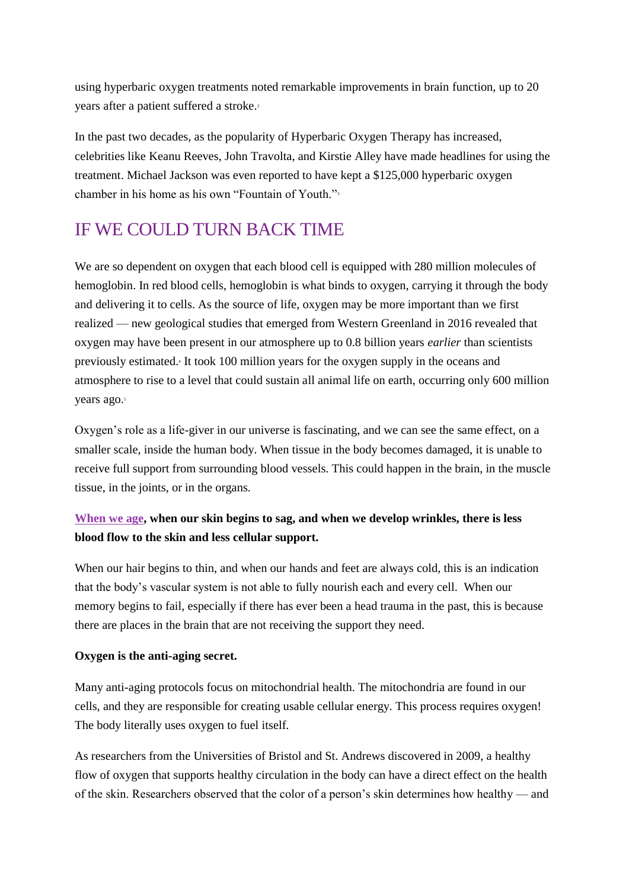using hyperbaric oxygen treatments noted remarkable improvements in brain function, up to 20 years after a patient suffered a stroke.[2]

In the past two decades, as the popularity of Hyperbaric Oxygen Therapy has increased, celebrities like Keanu Reeves, John Travolta, and Kirstie Alley have made headlines for using the treatment. Michael Jackson was even reported to have kept a $125,000 hyperbaric oxygen chamber in his home as his own "Fountain of Youth."[3]

## IF WE COULD TURN BACK TIME

We are so dependent on oxygen that each blood cell is equipped with 280 million molecules of hemoglobin. In red blood cells, hemoglobin is what binds to oxygen, carrying it through the body and delivering it to cells. As the source of life, oxygen may be more important than we first realized — new geological studies that emerged from Western Greenland in 2016 revealed that oxygen may have been present in our atmosphere up to 0.8 billion years *earlier* than scientists previously estimated.[4] It took 100 million years for the oxygen supply in the oceans and atmosphere to rise to a level that could sustain all animal life on earth, occurring only 600 million years ago.[5]

Oxygen's role as a life-giver in our universe is fascinating, and we can see the same effect, on a smaller scale, inside the human body. When tissue in the body becomes damaged, it is unable to receive full support from surrounding blood vessels. This could happen in the brain, in the muscle tissue, in the joints, or in the organs.

**When we age, when our skin begins to sag, and when we develop wrinkles, there is less blood flow to the skin and less cellular support.**

When our hair begins to thin, and when our hands and feet are always cold, this is an indication that the body's vascular system is not able to fully nourish each and every cell. When our memory begins to fail, especially if there has ever been a head trauma in the past, this is because there are places in the brain that are not receiving the support they need.

**Oxygen is the anti-aging secret.**

Many anti-aging protocols focus on mitochondrial health. The mitochondria are found in our cells, and they are responsible for creating usable cellular energy. This process requires oxygen! The body literally uses oxygen to fuel itself.

As researchers from the Universities of Bristol and St. Andrews discovered in 2009, a healthy flow of oxygen that supports healthy circulation in the body can have a direct effect on the health of the skin. Researchers observed that the color of a person's skin determines how healthy — and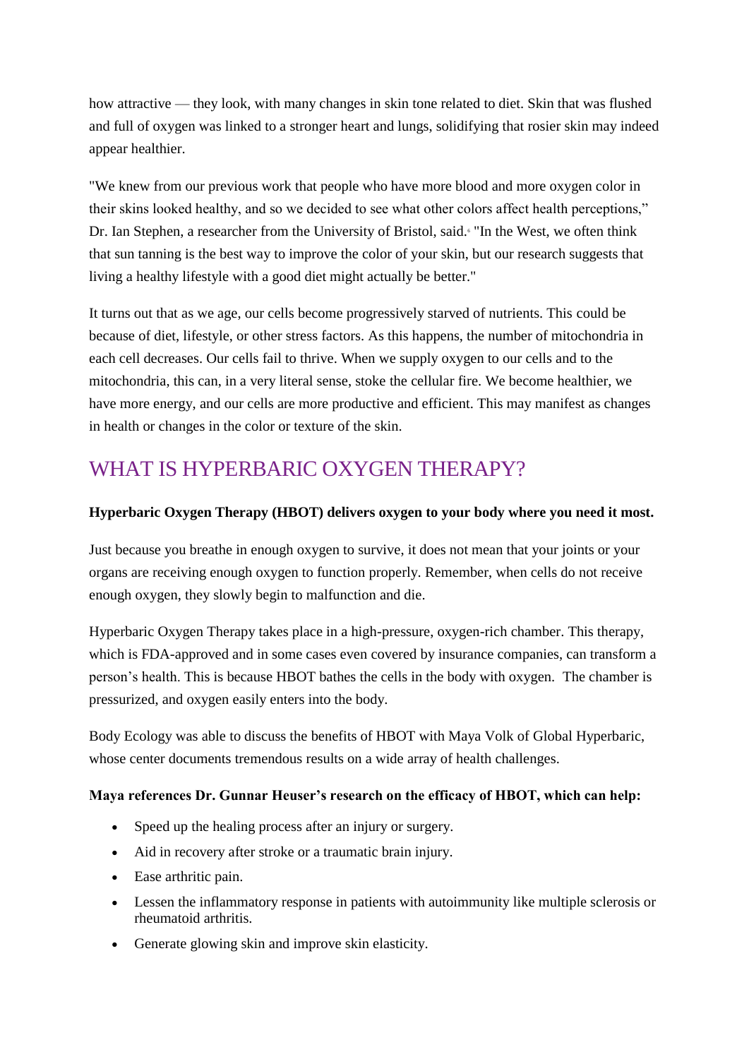how attractive — they look, with many changes in skin tone related to diet. Skin that was flushed and full of oxygen was linked to a stronger heart and lungs, solidifying that rosier skin may indeed appear healthier.

"We knew from our previous work that people who have more blood and more oxygen color in their skins looked healthy, and so we decided to see what other colors affect health perceptions," Dr. Ian Stephen, a researcher from the University of Bristol, said.[6] "In the West, we often think that sun tanning is the best way to improve the color of your skin, but our research suggests that living a healthy lifestyle with a good diet might actually be better."

It turns out that as we age, our cells become progressively starved of nutrients. This could be because of diet, lifestyle, or other stress factors. As this happens, the number of mitochondria in each cell decreases. Our cells fail to thrive. When we supply oxygen to our cells and to the mitochondria, this can, in a very literal sense, stoke the cellular fire. We become healthier, we have more energy, and our cells are more productive and efficient. This may manifest as changes in health or changes in the color or texture of the skin.

## WHAT IS HYPERBARIC OXYGEN THERAPY?

**Hyperbaric Oxygen Therapy (HBOT) delivers oxygen to your body where you need it most.**

Just because you breathe in enough oxygen to survive, it does not mean that your joints or your organs are receiving enough oxygen to function properly. Remember, when cells do not receive enough oxygen, they slowly begin to malfunction and die.

Hyperbaric Oxygen Therapy takes place in a high-pressure, oxygen-rich chamber. This therapy, which is FDA-approved and in some cases even covered by insurance companies, can transform a person's health. This is because HBOT bathes the cells in the body with oxygen. The chamber is pressurized, and oxygen easily enters into the body.

Body Ecology was able to discuss the benefits of HBOT with Maya Volk of Global Hyperbaric, whose center documents tremendous results on a wide array of health challenges.

**Maya references Dr. Gunnar Heuser's research on the efficacy of HBOT, which can help:**

- Speed up the healing process after an injury or surgery.
- Aid in recovery after stroke or a traumatic brain injury.
- Ease arthritic pain.
- Lessen the inflammatory response in patients with autoimmunity like multiple sclerosis or rheumatoid arthritis.
- Generate glowing skin and improve skin elasticity.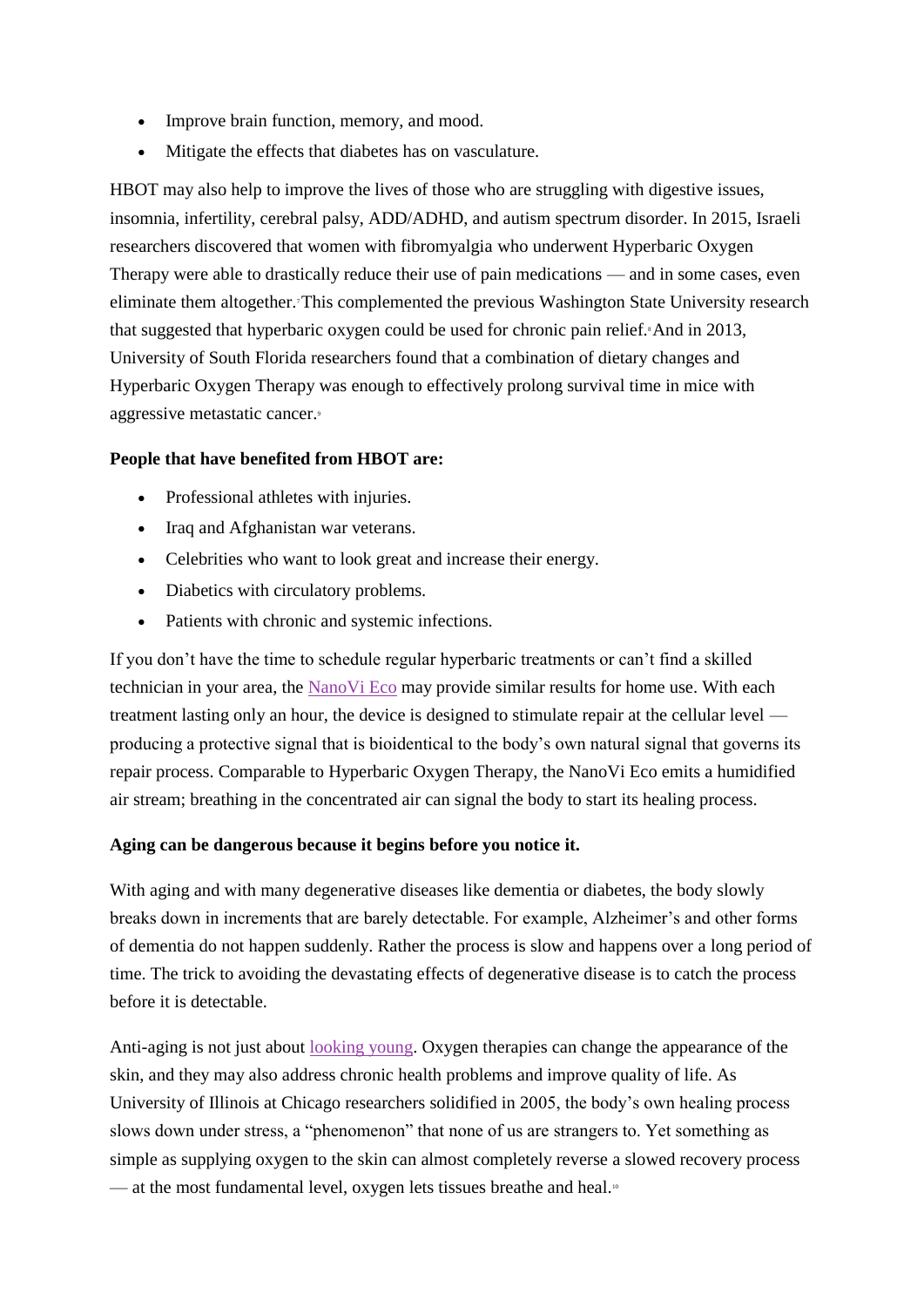- Improve brain function, memory, and mood.
- Mitigate the effects that diabetes has on vasculature.

HBOT may also help to improve the lives of those who are struggling with digestive issues, insomnia, infertility, cerebral palsy, ADD/ADHD, and autism spectrum disorder. In 2015, Israeli researchers discovered that women with fibromyalgia who underwent Hyperbaric Oxygen Therapy were able to drastically reduce their use of pain medications — and in some cases, even eliminate them altogether.[7] This complemented the previous Washington State University research that suggested that hyperbaric oxygen could be used for chronic pain relief.[8] And in 2013, University of South Florida researchers found that a combination of dietary changes and Hyperbaric Oxygen Therapy was enough to effectively prolong survival time in mice with aggressive metastatic cancer.[9]

**People that have benefited from HBOT are:**

- Professional athletes with injuries.
- Iraq and Afghanistan war veterans.
- Celebrities who want to look great and increase their energy.
- Diabetics with circulatory problems.
- Patients with chronic and systemic infections.

If you don't have the time to schedule regular hyperbaric treatments or can't find a skilled technician in your area, the NanoVi Eco may provide similar results for home use. With each treatment lasting only an hour, the device is designed to stimulate repair at the cellular level — producing a protective signal that is bioidentical to the body's own natural signal that governs its repair process. Comparable to Hyperbaric Oxygen Therapy, the NanoVi Eco emits a humidified air stream; breathing in the concentrated air can signal the body to start its healing process.

**Aging can be dangerous because it begins before you notice it.**

With aging and with many degenerative diseases like dementia or diabetes, the body slowly breaks down in increments that are barely detectable. For example, Alzheimer's and other forms of dementia do not happen suddenly. Rather the process is slow and happens over a long period of time. The trick to avoiding the devastating effects of degenerative disease is to catch the process before it is detectable.

Anti-aging is not just about looking young. Oxygen therapies can change the appearance of the skin, and they may also address chronic health problems and improve quality of life. As University of Illinois at Chicago researchers solidified in 2005, the body's own healing process slows down under stress, a "phenomenon" that none of us are strangers to. Yet something as simple as supplying oxygen to the skin can almost completely reverse a slowed recovery process — at the most fundamental level, oxygen lets tissues breathe and heal.[10]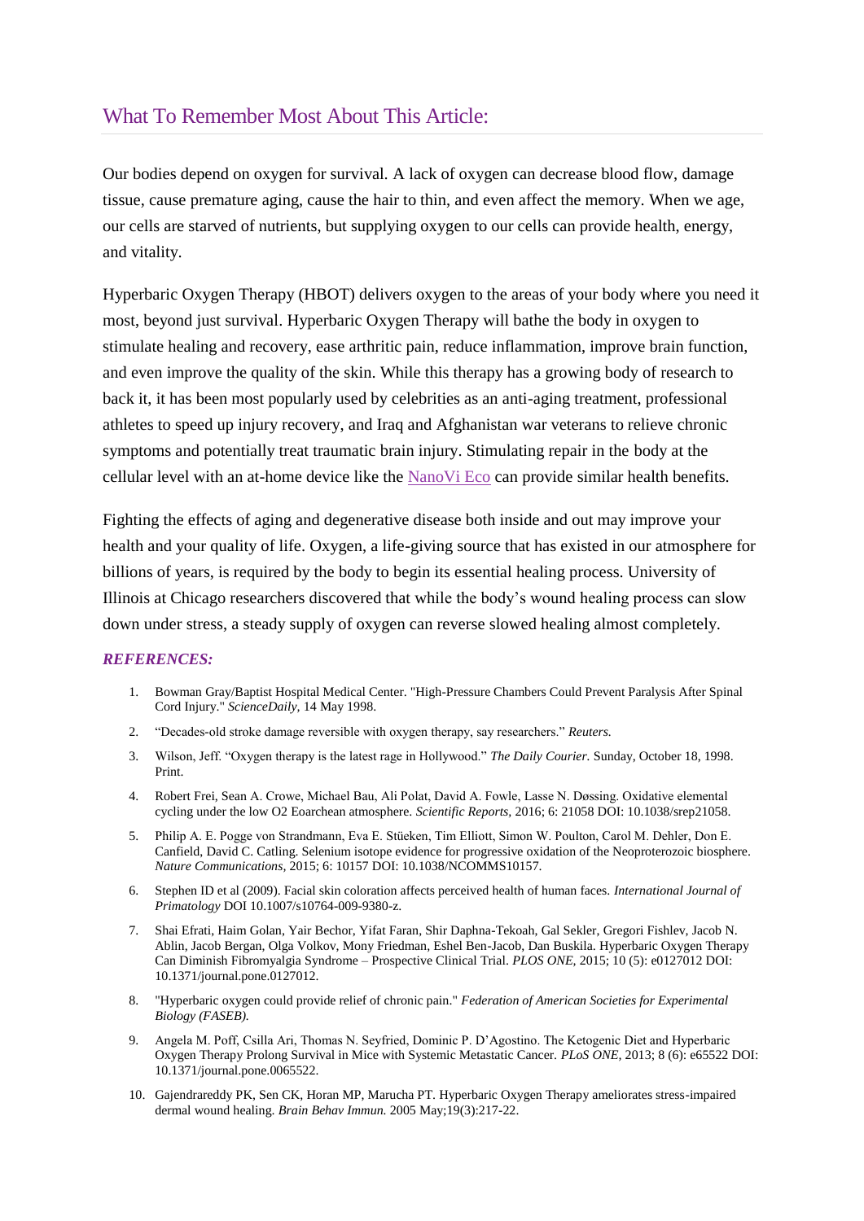## What To Remember Most About This Article:

Our bodies depend on oxygen for survival. A lack of oxygen can decrease blood flow, damage tissue, cause premature aging, cause the hair to thin, and even affect the memory. When we age, our cells are starved of nutrients, but supplying oxygen to our cells can provide health, energy, and vitality.

Hyperbaric Oxygen Therapy (HBOT) delivers oxygen to the areas of your body where you need it most, beyond just survival. Hyperbaric Oxygen Therapy will bathe the body in oxygen to stimulate healing and recovery, ease arthritic pain, reduce inflammation, improve brain function, and even improve the quality of the skin. While this therapy has a growing body of research to back it, it has been most popularly used by celebrities as an anti-aging treatment, professional athletes to speed up injury recovery, and Iraq and Afghanistan war veterans to relieve chronic symptoms and potentially treat traumatic brain injury. Stimulating repair in the body at the cellular level with an at-home device like the NanoVi Eco can provide similar health benefits.

Fighting the effects of aging and degenerative disease both inside and out may improve your health and your quality of life. Oxygen, a life-giving source that has existed in our atmosphere for billions of years, is required by the body to begin its essential healing process. University of Illinois at Chicago researchers discovered that while the body's wound healing process can slow down under stress, a steady supply of oxygen can reverse slowed healing almost completely.

***REFERENCES:***

1. Bowman Gray/Baptist Hospital Medical Center. "High-Pressure Chambers Could Prevent Paralysis After Spinal Cord Injury." *ScienceDaily,* 14 May 1998.
2. "Decades-old stroke damage reversible with oxygen therapy, say researchers." *Reuters.*
3. Wilson, Jeff. "Oxygen therapy is the latest rage in Hollywood." *The Daily Courier.* Sunday, October 18, 1998. Print.
4. Robert Frei, Sean A. Crowe, Michael Bau, Ali Polat, David A. Fowle, Lasse N. Døssing. Oxidative elemental cycling under the low O2 Eoarchean atmosphere. *Scientific Reports,* 2016; 6: 21058 DOI: 10.1038/srep21058.
5. Philip A. E. Pogge von Strandmann, Eva E. Stüeken, Tim Elliott, Simon W. Poulton, Carol M. Dehler, Don E. Canfield, David C. Catling. Selenium isotope evidence for progressive oxidation of the Neoproterozoic biosphere. *Nature Communications,* 2015; 6: 10157 DOI: 10.1038/NCOMMS10157.
6. Stephen ID et al (2009). Facial skin coloration affects perceived health of human faces. *International Journal of Primatology* DOI 10.1007/s10764-009-9380-z.
7. Shai Efrati, Haim Golan, Yair Bechor, Yifat Faran, Shir Daphna-Tekoah, Gal Sekler, Gregori Fishlev, Jacob N. Ablin, Jacob Bergan, Olga Volkov, Mony Friedman, Eshel Ben-Jacob, Dan Buskila. Hyperbaric Oxygen Therapy Can Diminish Fibromyalgia Syndrome – Prospective Clinical Trial. *PLOS ONE,* 2015; 10 (5): e0127012 DOI: 10.1371/journal.pone.0127012.
8. "Hyperbaric oxygen could provide relief of chronic pain." *Federation of American Societies for Experimental Biology (FASEB).*
9. Angela M. Poff, Csilla Ari, Thomas N. Seyfried, Dominic P. D'Agostino. The Ketogenic Diet and Hyperbaric Oxygen Therapy Prolong Survival in Mice with Systemic Metastatic Cancer. *PLoS ONE,* 2013; 8 (6): e65522 DOI: 10.1371/journal.pone.0065522.
10. Gajendrareddy PK, Sen CK, Horan MP, Marucha PT. Hyperbaric Oxygen Therapy ameliorates stress-impaired dermal wound healing. *Brain Behav Immun.* 2005 May;19(3):217-22.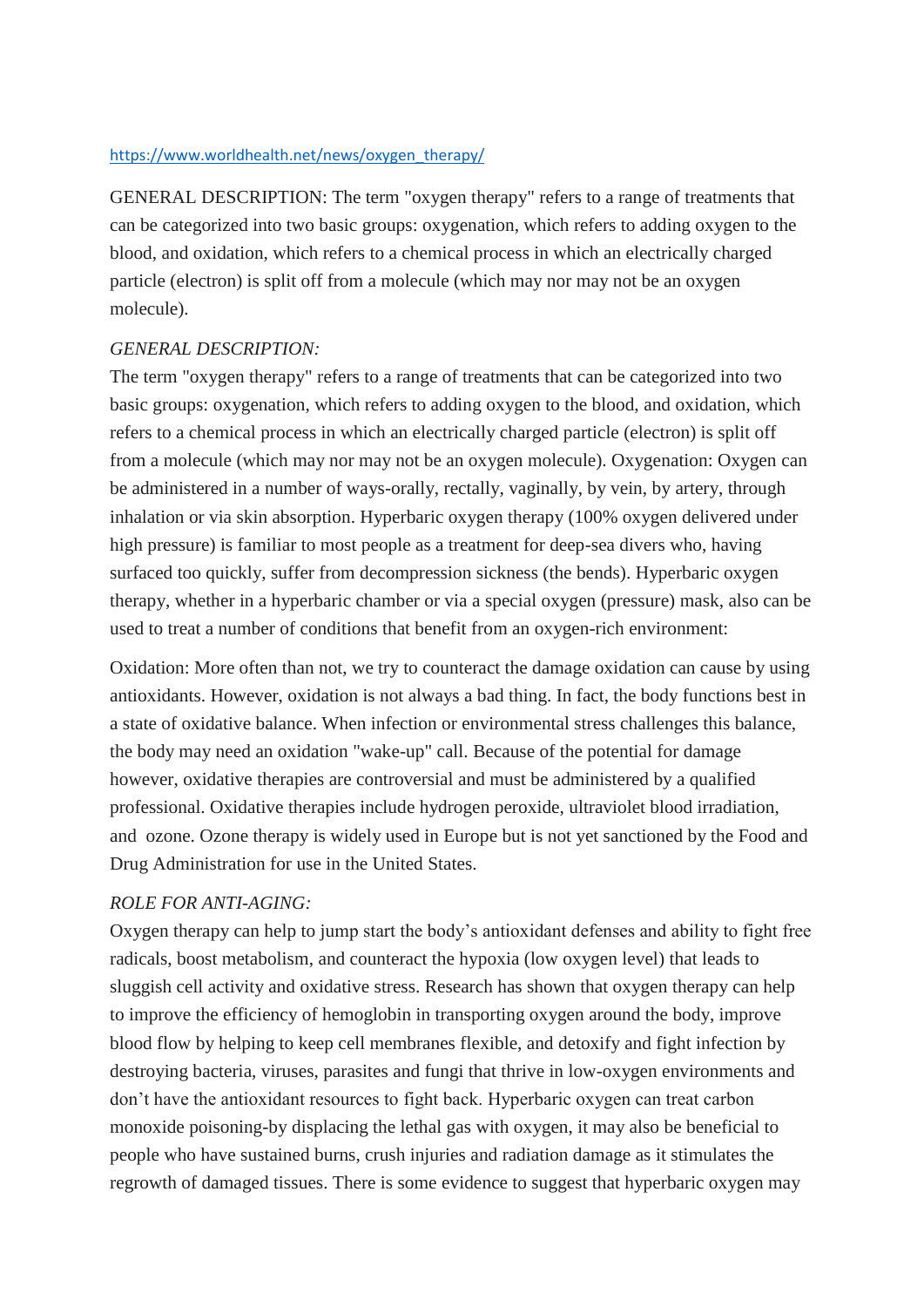https://www.worldhealth.net/news/oxygen_therapy/

GENERAL DESCRIPTION: The term "oxygen therapy" refers to a range of treatments that can be categorized into two basic groups: oxygenation, which refers to adding oxygen to the blood, and oxidation, which refers to a chemical process in which an electrically charged particle (electron) is split off from a molecule (which may nor may not be an oxygen molecule).

*GENERAL DESCRIPTION:*
The term "oxygen therapy" refers to a range of treatments that can be categorized into two basic groups: oxygenation, which refers to adding oxygen to the blood, and oxidation, which refers to a chemical process in which an electrically charged particle (electron) is split off from a molecule (which may nor may not be an oxygen molecule). Oxygenation: Oxygen can be administered in a number of ways-orally, rectally, vaginally, by vein, by artery, through inhalation or via skin absorption. Hyperbaric oxygen therapy (100% oxygen delivered under high pressure) is familiar to most people as a treatment for deep-sea divers who, having surfaced too quickly, suffer from decompression sickness (the bends). Hyperbaric oxygen therapy, whether in a hyperbaric chamber or via a special oxygen (pressure) mask, also can be used to treat a number of conditions that benefit from an oxygen-rich environment:

Oxidation: More often than not, we try to counteract the damage oxidation can cause by using antioxidants. However, oxidation is not always a bad thing. In fact, the body functions best in a state of oxidative balance. When infection or environmental stress challenges this balance, the body may need an oxidation "wake-up" call. Because of the potential for damage however, oxidative therapies are controversial and must be administered by a qualified professional. Oxidative therapies include hydrogen peroxide, ultraviolet blood irradiation, and ozone. Ozone therapy is widely used in Europe but is not yet sanctioned by the Food and Drug Administration for use in the United States.

*ROLE FOR ANTI-AGING:*
Oxygen therapy can help to jump start the body's antioxidant defenses and ability to fight free radicals, boost metabolism, and counteract the hypoxia (low oxygen level) that leads to sluggish cell activity and oxidative stress. Research has shown that oxygen therapy can help to improve the efficiency of hemoglobin in transporting oxygen around the body, improve blood flow by helping to keep cell membranes flexible, and detoxify and fight infection by destroying bacteria, viruses, parasites and fungi that thrive in low-oxygen environments and don't have the antioxidant resources to fight back. Hyperbaric oxygen can treat carbon monoxide poisoning-by displacing the lethal gas with oxygen, it may also be beneficial to people who have sustained burns, crush injuries and radiation damage as it stimulates the regrowth of damaged tissues. There is some evidence to suggest that hyperbaric oxygen may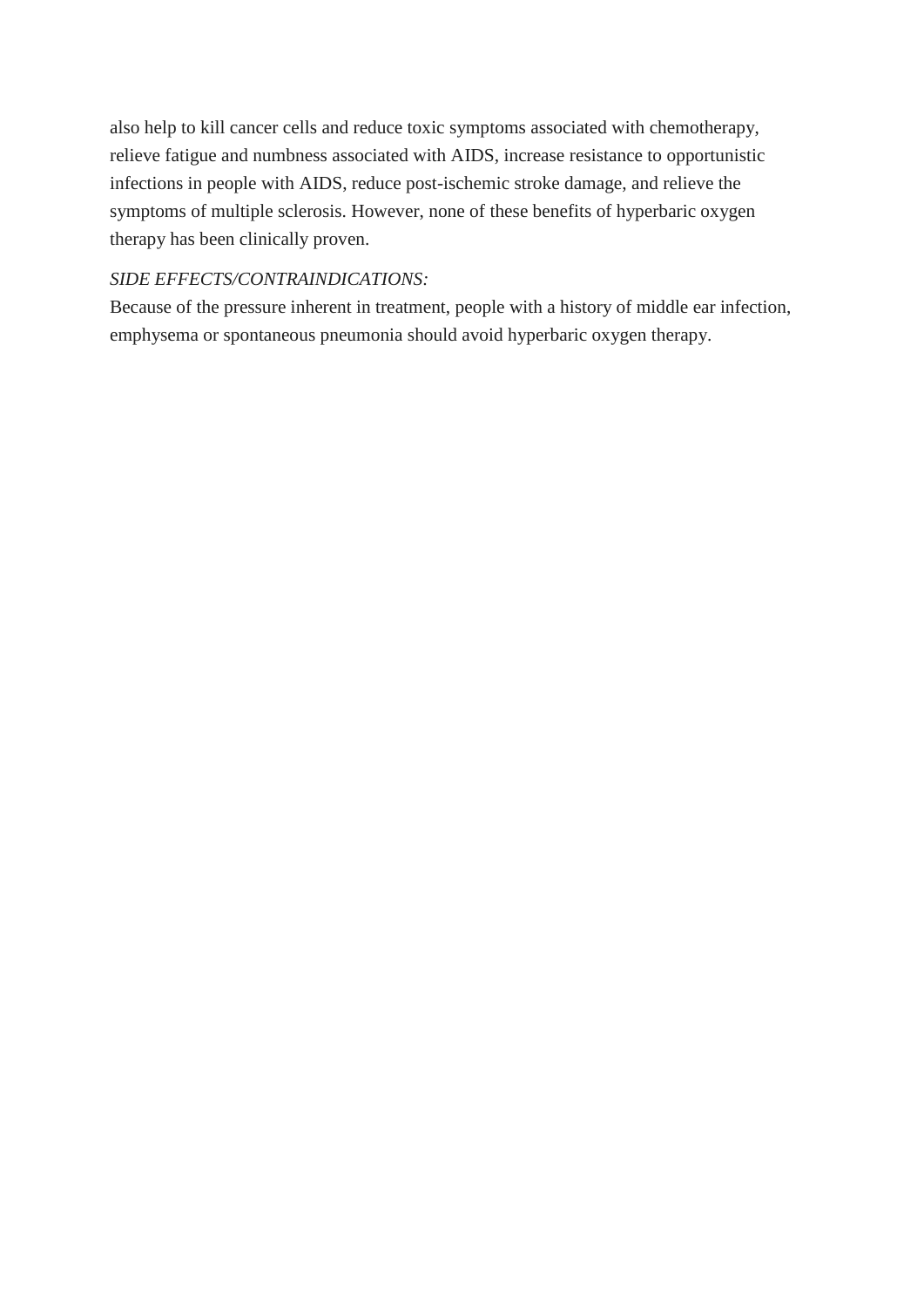also help to kill cancer cells and reduce toxic symptoms associated with chemotherapy, relieve fatigue and numbness associated with AIDS, increase resistance to opportunistic infections in people with AIDS, reduce post-ischemic stroke damage, and relieve the symptoms of multiple sclerosis. However, none of these benefits of hyperbaric oxygen therapy has been clinically proven.

*SIDE EFFECTS/CONTRAINDICATIONS:*
Because of the pressure inherent in treatment, people with a history of middle ear infection, emphysema or spontaneous pneumonia should avoid hyperbaric oxygen therapy.